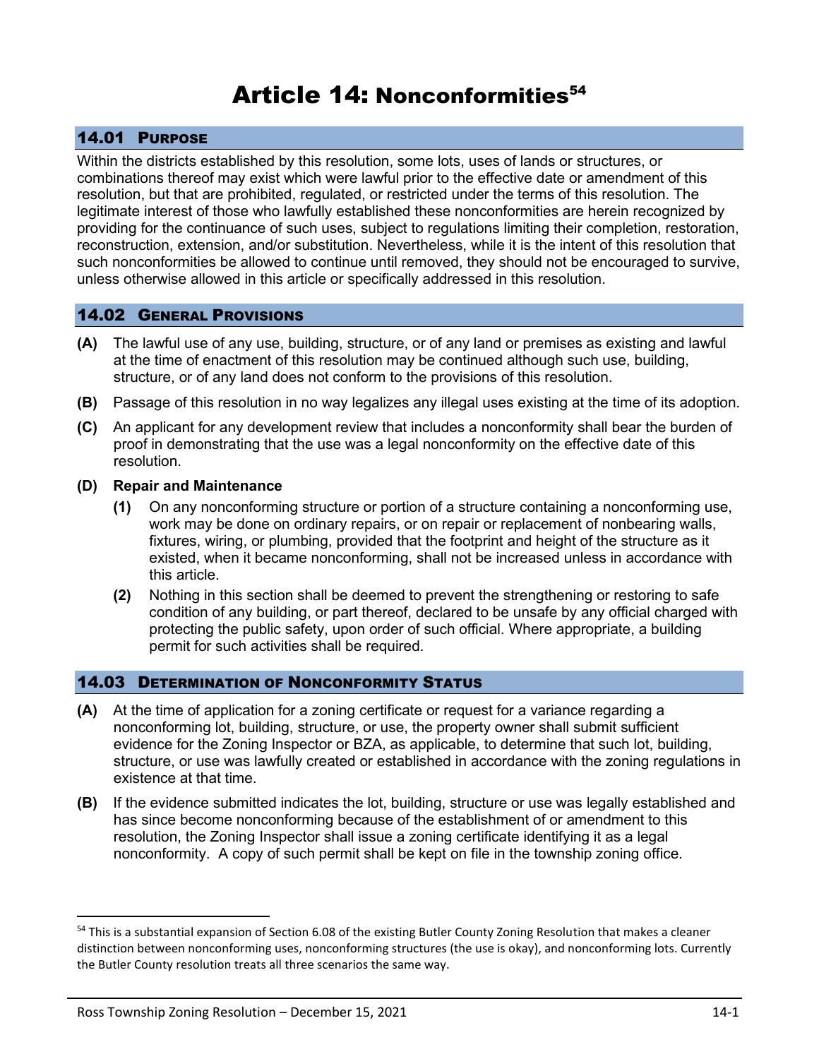# Article 14: Nonconformities[54]

## 14.01 Purpose

Within the districts established by this resolution, some lots, uses of lands or structures, or combinations thereof may exist which were lawful prior to the effective date or amendment of this resolution, but that are prohibited, regulated, or restricted under the terms of this resolution. The legitimate interest of those who lawfully established these nonconformities are herein recognized by providing for the continuance of such uses, subject to regulations limiting their completion, restoration, reconstruction, extension, and/or substitution. Nevertheless, while it is the intent of this resolution that such nonconformities be allowed to continue until removed, they should not be encouraged to survive, unless otherwise allowed in this article or specifically addressed in this resolution.

## 14.02 General Provisions

**(A)** The lawful use of any use, building, structure, or of any land or premises as existing and lawful at the time of enactment of this resolution may be continued although such use, building, structure, or of any land does not conform to the provisions of this resolution.

**(B)** Passage of this resolution in no way legalizes any illegal uses existing at the time of its adoption.

**(C)** An applicant for any development review that includes a nonconformity shall bear the burden of proof in demonstrating that the use was a legal nonconformity on the effective date of this resolution.

**(D) Repair and Maintenance**

- **(1)** On any nonconforming structure or portion of a structure containing a nonconforming use, work may be done on ordinary repairs, or on repair or replacement of nonbearing walls, fixtures, wiring, or plumbing, provided that the footprint and height of the structure as it existed, when it became nonconforming, shall not be increased unless in accordance with this article.
- **(2)** Nothing in this section shall be deemed to prevent the strengthening or restoring to safe condition of any building, or part thereof, declared to be unsafe by any official charged with protecting the public safety, upon order of such official. Where appropriate, a building permit for such activities shall be required.

## 14.03 Determination of Nonconformity Status

**(A)** At the time of application for a zoning certificate or request for a variance regarding a nonconforming lot, building, structure, or use, the property owner shall submit sufficient evidence for the Zoning Inspector or BZA, as applicable, to determine that such lot, building, structure, or use was lawfully created or established in accordance with the zoning regulations in existence at that time.

**(B)** If the evidence submitted indicates the lot, building, structure or use was legally established and has since become nonconforming because of the establishment of or amendment to this resolution, the Zoning Inspector shall issue a zoning certificate identifying it as a legal nonconformity. A copy of such permit shall be kept on file in the township zoning office.

---

[54] This is a substantial expansion of Section 6.08 of the existing Butler County Zoning Resolution that makes a cleaner distinction between nonconforming uses, nonconforming structures (the use is okay), and nonconforming lots. Currently the Butler County resolution treats all three scenarios the same way.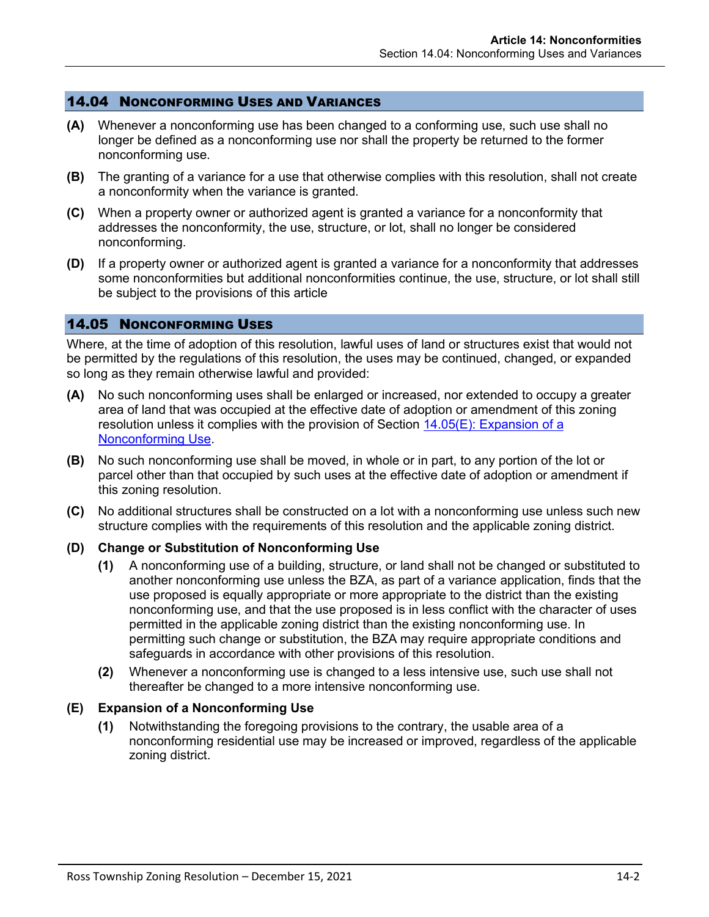## 14.04 Nonconforming Uses and Variances

**(A)** Whenever a nonconforming use has been changed to a conforming use, such use shall no longer be defined as a nonconforming use nor shall the property be returned to the former nonconforming use.

**(B)** The granting of a variance for a use that otherwise complies with this resolution, shall not create a nonconformity when the variance is granted.

**(C)** When a property owner or authorized agent is granted a variance for a nonconformity that addresses the nonconformity, the use, structure, or lot, shall no longer be considered nonconforming.

**(D)** If a property owner or authorized agent is granted a variance for a nonconformity that addresses some nonconformities but additional nonconformities continue, the use, structure, or lot shall still be subject to the provisions of this article

## 14.05 Nonconforming Uses

Where, at the time of adoption of this resolution, lawful uses of land or structures exist that would not be permitted by the regulations of this resolution, the uses may be continued, changed, or expanded so long as they remain otherwise lawful and provided:

**(A)** No such nonconforming uses shall be enlarged or increased, nor extended to occupy a greater area of land that was occupied at the effective date of adoption or amendment of this zoning resolution unless it complies with the provision of Section 14.05(E): Expansion of a Nonconforming Use.

**(B)** No such nonconforming use shall be moved, in whole or in part, to any portion of the lot or parcel other than that occupied by such uses at the effective date of adoption or amendment if this zoning resolution.

**(C)** No additional structures shall be constructed on a lot with a nonconforming use unless such new structure complies with the requirements of this resolution and the applicable zoning district.

**(D) Change or Substitution of Nonconforming Use**

**(1)** A nonconforming use of a building, structure, or land shall not be changed or substituted to another nonconforming use unless the BZA, as part of a variance application, finds that the use proposed is equally appropriate or more appropriate to the district than the existing nonconforming use, and that the use proposed is in less conflict with the character of uses permitted in the applicable zoning district than the existing nonconforming use. In permitting such change or substitution, the BZA may require appropriate conditions and safeguards in accordance with other provisions of this resolution.

**(2)** Whenever a nonconforming use is changed to a less intensive use, such use shall not thereafter be changed to a more intensive nonconforming use.

**(E) Expansion of a Nonconforming Use**

**(1)** Notwithstanding the foregoing provisions to the contrary, the usable area of a nonconforming residential use may be increased or improved, regardless of the applicable zoning district.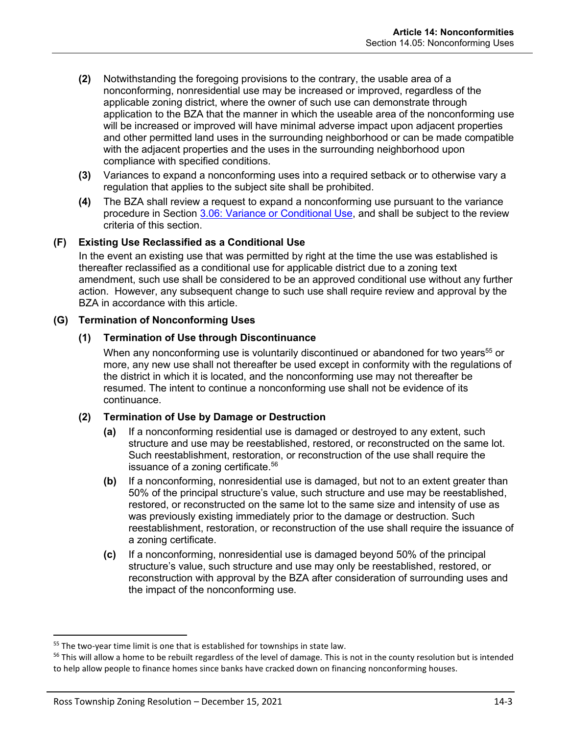**(2)** Notwithstanding the foregoing provisions to the contrary, the usable area of a nonconforming, nonresidential use may be increased or improved, regardless of the applicable zoning district, where the owner of such use can demonstrate through application to the BZA that the manner in which the useable area of the nonconforming use will be increased or improved will have minimal adverse impact upon adjacent properties and other permitted land uses in the surrounding neighborhood or can be made compatible with the adjacent properties and the uses in the surrounding neighborhood upon compliance with specified conditions.

**(3)** Variances to expand a nonconforming uses into a required setback or to otherwise vary a regulation that applies to the subject site shall be prohibited.

**(4)** The BZA shall review a request to expand a nonconforming use pursuant to the variance procedure in Section [3.06: Variance or Conditional Use](), and shall be subject to the review criteria of this section.

### (F) Existing Use Reclassified as a Conditional Use

In the event an existing use that was permitted by right at the time the use was established is thereafter reclassified as a conditional use for applicable district due to a zoning text amendment, such use shall be considered to be an approved conditional use without any further action. However, any subsequent change to such use shall require review and approval by the BZA in accordance with this article.

### (G) Termination of Nonconforming Uses

#### (1) Termination of Use through Discontinuance

When any nonconforming use is voluntarily discontinued or abandoned for two years[55] or more, any new use shall not thereafter be used except in conformity with the regulations of the district in which it is located, and the nonconforming use may not thereafter be resumed. The intent to continue a nonconforming use shall not be evidence of its continuance.

#### (2) Termination of Use by Damage or Destruction

**(a)** If a nonconforming residential use is damaged or destroyed to any extent, such structure and use may be reestablished, restored, or reconstructed on the same lot. Such reestablishment, restoration, or reconstruction of the use shall require the issuance of a zoning certificate.[56]

**(b)** If a nonconforming, nonresidential use is damaged, but not to an extent greater than 50% of the principal structure's value, such structure and use may be reestablished, restored, or reconstructed on the same lot to the same size and intensity of use as was previously existing immediately prior to the damage or destruction. Such reestablishment, restoration, or reconstruction of the use shall require the issuance of a zoning certificate.

**(c)** If a nonconforming, nonresidential use is damaged beyond 50% of the principal structure's value, such structure and use may only be reestablished, restored, or reconstruction with approval by the BZA after consideration of surrounding uses and the impact of the nonconforming use.

---

[55] The two-year time limit is one that is established for townships in state law.

[56] This will allow a home to be rebuilt regardless of the level of damage. This is not in the county resolution but is intended to help allow people to finance homes since banks have cracked down on financing nonconforming houses.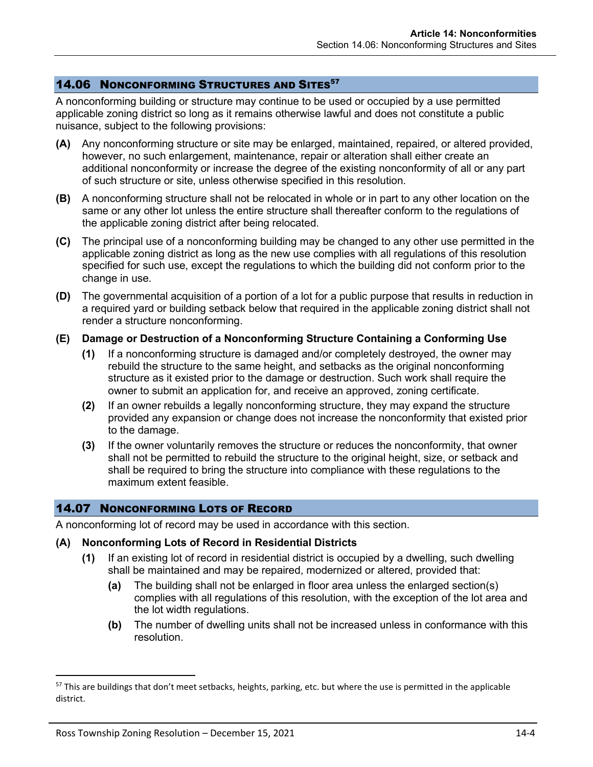## 14.06 Nonconforming Structures and Sites[57]

A nonconforming building or structure may continue to be used or occupied by a use permitted applicable zoning district so long as it remains otherwise lawful and does not constitute a public nuisance, subject to the following provisions:

**(A)** Any nonconforming structure or site may be enlarged, maintained, repaired, or altered provided, however, no such enlargement, maintenance, repair or alteration shall either create an additional nonconformity or increase the degree of the existing nonconformity of all or any part of such structure or site, unless otherwise specified in this resolution.

**(B)** A nonconforming structure shall not be relocated in whole or in part to any other location on the same or any other lot unless the entire structure shall thereafter conform to the regulations of the applicable zoning district after being relocated.

**(C)** The principal use of a nonconforming building may be changed to any other use permitted in the applicable zoning district as long as the new use complies with all regulations of this resolution specified for such use, except the regulations to which the building did not conform prior to the change in use.

**(D)** The governmental acquisition of a portion of a lot for a public purpose that results in reduction in a required yard or building setback below that required in the applicable zoning district shall not render a structure nonconforming.

**(E) Damage or Destruction of a Nonconforming Structure Containing a Conforming Use**

- **(1)** If a nonconforming structure is damaged and/or completely destroyed, the owner may rebuild the structure to the same height, and setbacks as the original nonconforming structure as it existed prior to the damage or destruction. Such work shall require the owner to submit an application for, and receive an approved, zoning certificate.
- **(2)** If an owner rebuilds a legally nonconforming structure, they may expand the structure provided any expansion or change does not increase the nonconformity that existed prior to the damage.
- **(3)** If the owner voluntarily removes the structure or reduces the nonconformity, that owner shall not be permitted to rebuild the structure to the original height, size, or setback and shall be required to bring the structure into compliance with these regulations to the maximum extent feasible.

## 14.07 Nonconforming Lots of Record

A nonconforming lot of record may be used in accordance with this section.

**(A) Nonconforming Lots of Record in Residential Districts**

- **(1)** If an existing lot of record in residential district is occupied by a dwelling, such dwelling shall be maintained and may be repaired, modernized or altered, provided that:
  - **(a)** The building shall not be enlarged in floor area unless the enlarged section(s) complies with all regulations of this resolution, with the exception of the lot area and the lot width regulations.
  - **(b)** The number of dwelling units shall not be increased unless in conformance with this resolution.

---

[57] This are buildings that don't meet setbacks, heights, parking, etc. but where the use is permitted in the applicable district.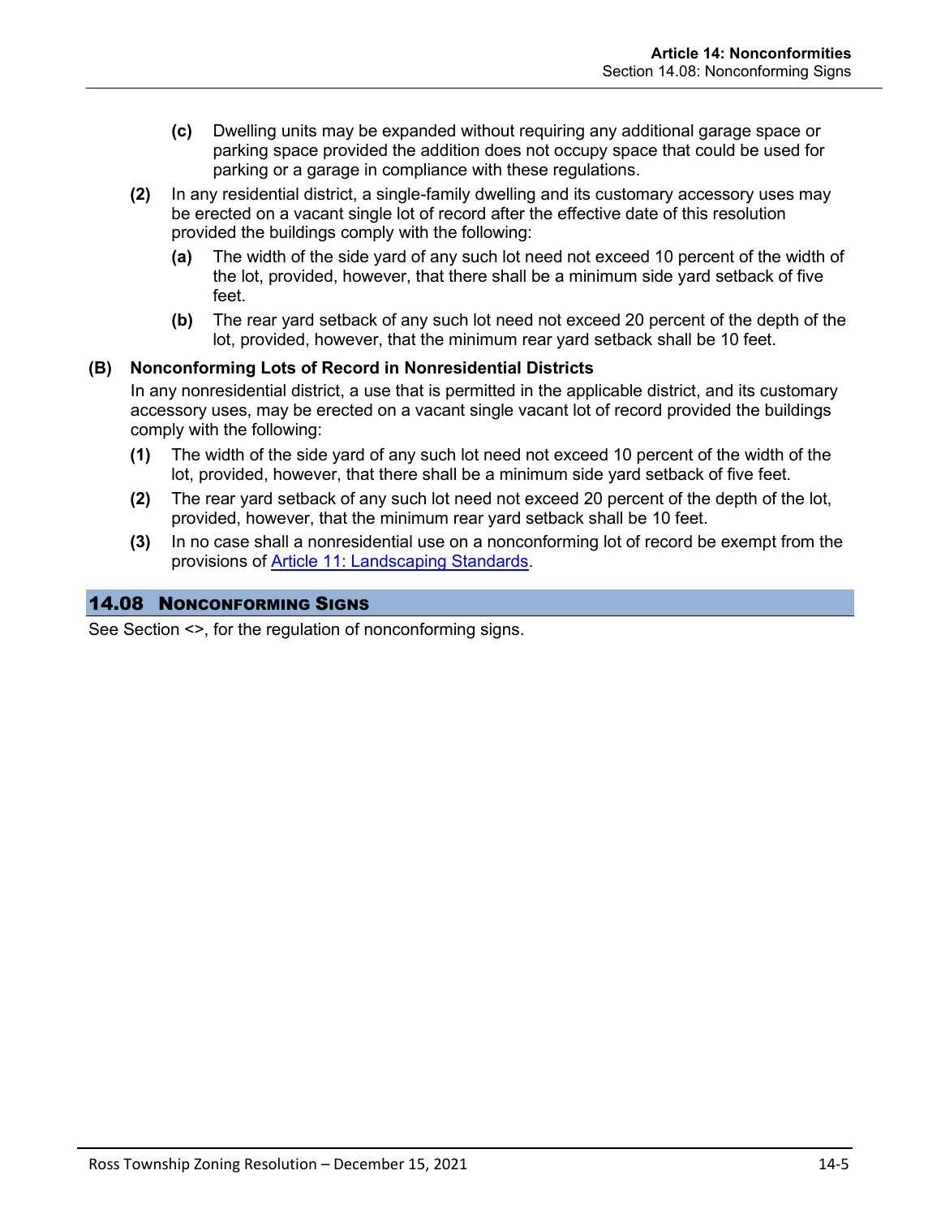(c) Dwelling units may be expanded without requiring any additional garage space or parking space provided the addition does not occupy space that could be used for parking or a garage in compliance with these regulations.

**(2)** In any residential district, a single-family dwelling and its customary accessory uses may be erected on a vacant single lot of record after the effective date of this resolution provided the buildings comply with the following:

**(a)** The width of the side yard of any such lot need not exceed 10 percent of the width of the lot, provided, however, that there shall be a minimum side yard setback of five feet.

**(b)** The rear yard setback of any such lot need not exceed 20 percent of the depth of the lot, provided, however, that the minimum rear yard setback shall be 10 feet.

### (B) Nonconforming Lots of Record in Nonresidential Districts

In any nonresidential district, a use that is permitted in the applicable district, and its customary accessory uses, may be erected on a vacant single vacant lot of record provided the buildings comply with the following:

**(1)** The width of the side yard of any such lot need not exceed 10 percent of the width of the lot, provided, however, that there shall be a minimum side yard setback of five feet.

**(2)** The rear yard setback of any such lot need not exceed 20 percent of the depth of the lot, provided, however, that the minimum rear yard setback shall be 10 feet.

**(3)** In no case shall a nonresidential use on a nonconforming lot of record be exempt from the provisions of Article 11: Landscaping Standards.

## 14.08 Nonconforming Signs

See Section <>, for the regulation of nonconforming signs.